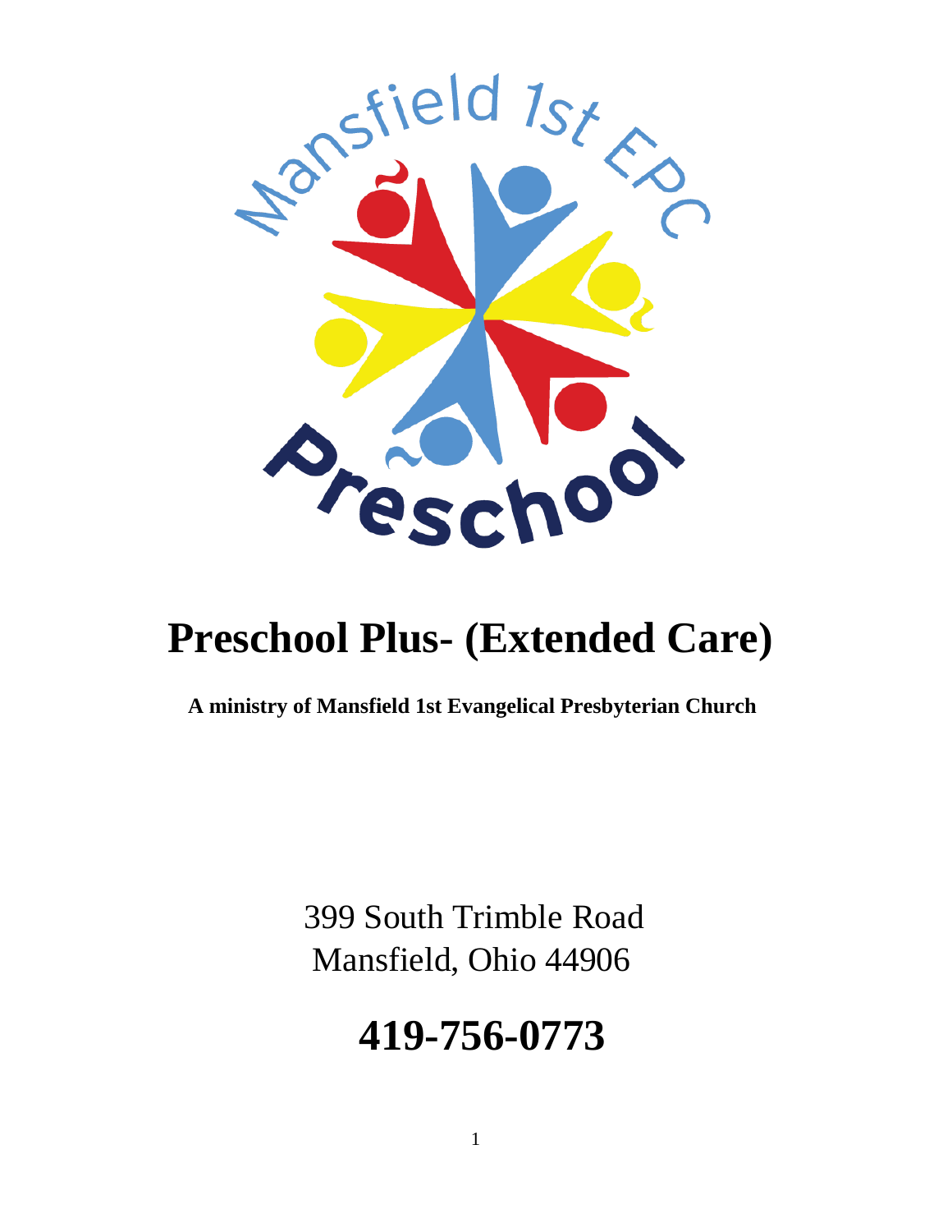# Preschool Plus- (Extended Care)

**A ministry of Mansfield 1st Evangelical Presbyterian Church**

399 South Trimble Road
Mansfield, Ohio 44906

## 419-756-0773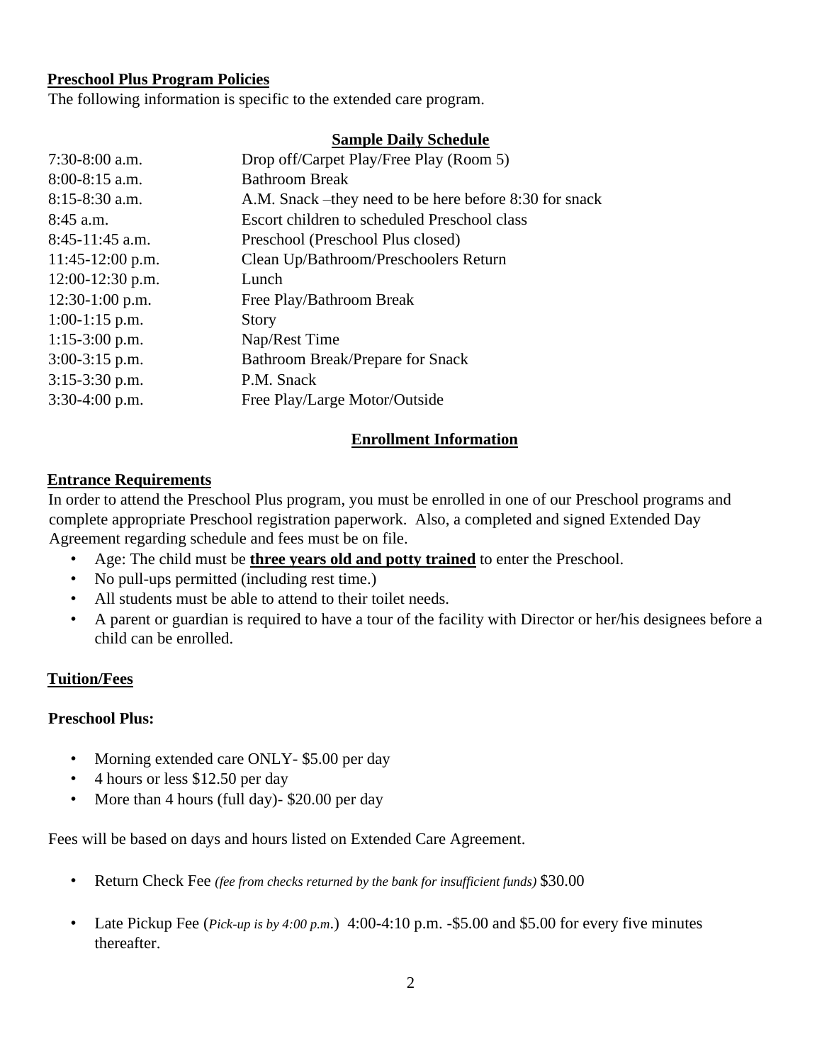## Preschool Plus Program Policies

The following information is specific to the extended care program.

### Sample Daily Schedule

| | |
|---|---|
| 7:30-8:00 a.m. | Drop off/Carpet Play/Free Play (Room 5) |
| 8:00-8:15 a.m. | Bathroom Break |
| 8:15-8:30 a.m. | A.M. Snack –they need to be here before 8:30 for snack |
| 8:45 a.m. | Escort children to scheduled Preschool class |
| 8:45-11:45 a.m. | Preschool (Preschool Plus closed) |
| 11:45-12:00 p.m. | Clean Up/Bathroom/Preschoolers Return |
| 12:00-12:30 p.m. | Lunch |
| 12:30-1:00 p.m. | Free Play/Bathroom Break |
| 1:00-1:15 p.m. | Story |
| 1:15-3:00 p.m. | Nap/Rest Time |
| 3:00-3:15 p.m. | Bathroom Break/Prepare for Snack |
| 3:15-3:30 p.m. | P.M. Snack |
| 3:30-4:00 p.m. | Free Play/Large Motor/Outside |

## Enrollment Information

### Entrance Requirements

In order to attend the Preschool Plus program, you must be enrolled in one of our Preschool programs and complete appropriate Preschool registration paperwork. Also, a completed and signed Extended Day Agreement regarding schedule and fees must be on file.

- Age: The child must be **three years old and potty trained** to enter the Preschool.
- No pull-ups permitted (including rest time.)
- All students must be able to attend to their toilet needs.
- A parent or guardian is required to have a tour of the facility with Director or her/his designees before a child can be enrolled.

### Tuition/Fees

**Preschool Plus:**

- Morning extended care ONLY- $5.00 per day
- 4 hours or less $12.50 per day
- More than 4 hours (full day)- $20.00 per day

Fees will be based on days and hours listed on Extended Care Agreement.

- Return Check Fee *(fee from checks returned by the bank for insufficient funds)* $30.00
- Late Pickup Fee (*Pick-up is by 4:00 p.m*.) 4:00-4:10 p.m. -$5.00 and $5.00 for every five minutes thereafter.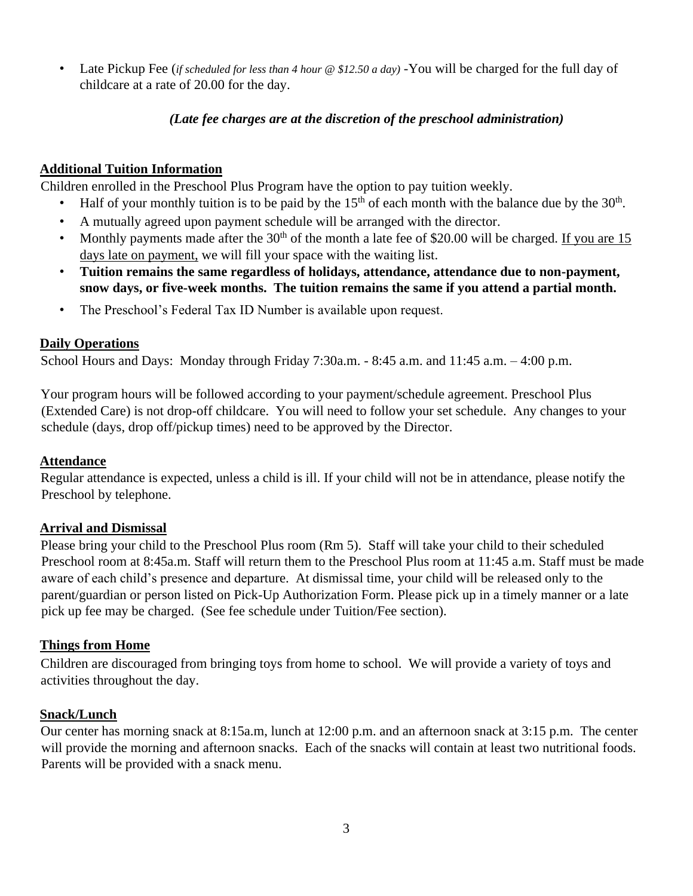- Late Pickup Fee (*if scheduled for less than 4 hour @ $12.50 a day)* -You will be charged for the full day of childcare at a rate of 20.00 for the day.

***(Late fee charges are at the discretion of the preschool administration)***

## Additional Tuition Information

Children enrolled in the Preschool Plus Program have the option to pay tuition weekly.

- Half of your monthly tuition is to be paid by the 15th of each month with the balance due by the 30th.
- A mutually agreed upon payment schedule will be arranged with the director.
- Monthly payments made after the 30th of the month a late fee of $20.00 will be charged. If you are 15 days late on payment, we will fill your space with the waiting list.
- **Tuition remains the same regardless of holidays, attendance, attendance due to non-payment, snow days, or five-week months. The tuition remains the same if you attend a partial month.**
- The Preschool's Federal Tax ID Number is available upon request.

## Daily Operations

School Hours and Days: Monday through Friday 7:30a.m. - 8:45 a.m. and 11:45 a.m. – 4:00 p.m.

Your program hours will be followed according to your payment/schedule agreement. Preschool Plus (Extended Care) is not drop-off childcare. You will need to follow your set schedule. Any changes to your schedule (days, drop off/pickup times) need to be approved by the Director.

## Attendance

Regular attendance is expected, unless a child is ill. If your child will not be in attendance, please notify the Preschool by telephone.

## Arrival and Dismissal

Please bring your child to the Preschool Plus room (Rm 5). Staff will take your child to their scheduled Preschool room at 8:45a.m. Staff will return them to the Preschool Plus room at 11:45 a.m. Staff must be made aware of each child's presence and departure. At dismissal time, your child will be released only to the parent/guardian or person listed on Pick-Up Authorization Form. Please pick up in a timely manner or a late pick up fee may be charged. (See fee schedule under Tuition/Fee section).

## Things from Home

Children are discouraged from bringing toys from home to school. We will provide a variety of toys and activities throughout the day.

## Snack/Lunch

Our center has morning snack at 8:15a.m, lunch at 12:00 p.m. and an afternoon snack at 3:15 p.m. The center will provide the morning and afternoon snacks. Each of the snacks will contain at least two nutritional foods. Parents will be provided with a snack menu.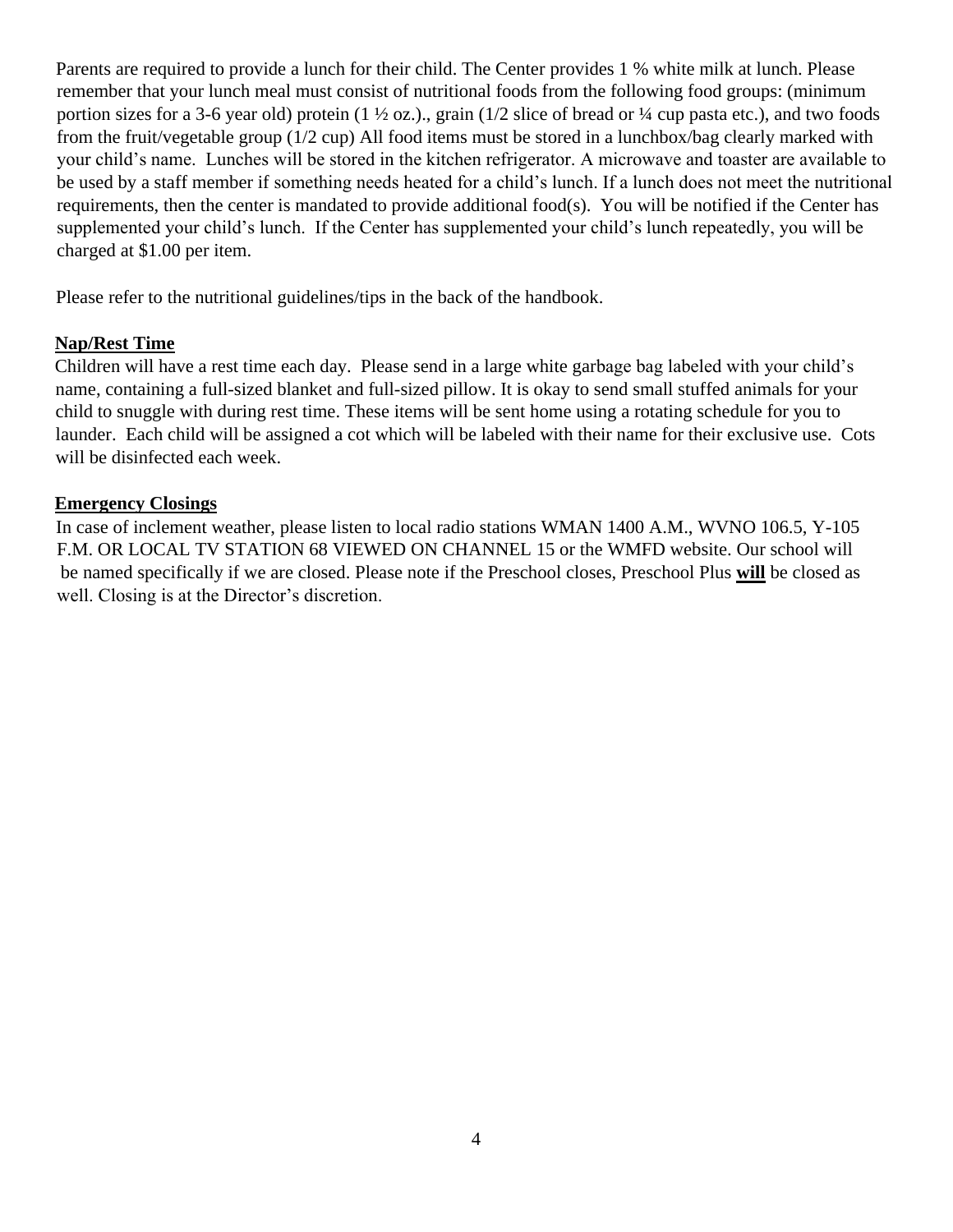Parents are required to provide a lunch for their child. The Center provides 1 % white milk at lunch. Please remember that your lunch meal must consist of nutritional foods from the following food groups: (minimum portion sizes for a 3-6 year old) protein (1 ½ oz.)., grain (1/2 slice of bread or ¼ cup pasta etc.), and two foods from the fruit/vegetable group (1/2 cup) All food items must be stored in a lunchbox/bag clearly marked with your child's name. Lunches will be stored in the kitchen refrigerator. A microwave and toaster are available to be used by a staff member if something needs heated for a child's lunch. If a lunch does not meet the nutritional requirements, then the center is mandated to provide additional food(s). You will be notified if the Center has supplemented your child's lunch. If the Center has supplemented your child's lunch repeatedly, you will be charged at $1.00 per item.

Please refer to the nutritional guidelines/tips in the back of the handbook.

**Nap/Rest Time**

Children will have a rest time each day. Please send in a large white garbage bag labeled with your child's name, containing a full-sized blanket and full-sized pillow. It is okay to send small stuffed animals for your child to snuggle with during rest time. These items will be sent home using a rotating schedule for you to launder. Each child will be assigned a cot which will be labeled with their name for their exclusive use. Cots will be disinfected each week.

**Emergency Closings**

In case of inclement weather, please listen to local radio stations WMAN 1400 A.M., WVNO 106.5, Y-105 F.M. OR LOCAL TV STATION 68 VIEWED ON CHANNEL 15 or the WMFD website. Our school will be named specifically if we are closed. Please note if the Preschool closes, Preschool Plus **will** be closed as well. Closing is at the Director's discretion.